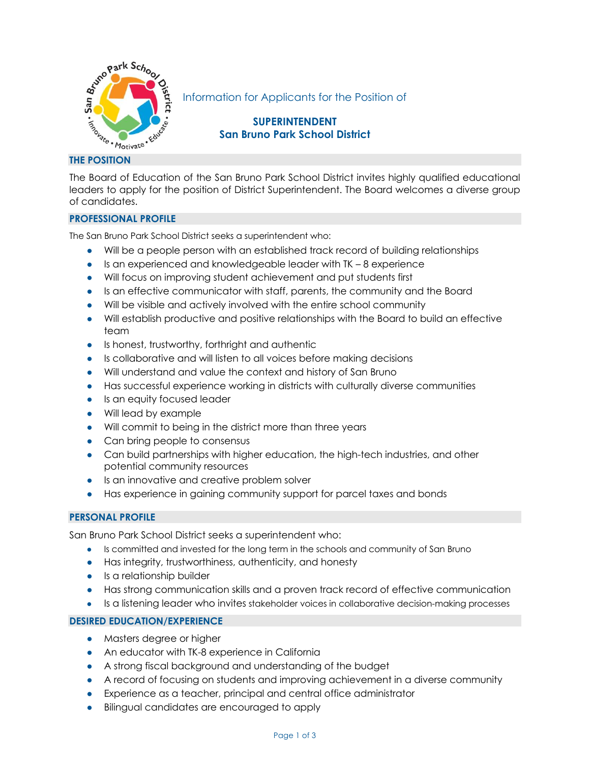Information for Applicants for the Position of

# SUPERINTENDENT
# San Bruno Park School District

## THE POSITION

The Board of Education of the San Bruno Park School District invites highly qualified educational leaders to apply for the position of District Superintendent. The Board welcomes a diverse group of candidates.

## PROFESSIONAL PROFILE

The San Bruno Park School District seeks a superintendent who:

- Will be a people person with an established track record of building relationships
- Is an experienced and knowledgeable leader with TK – 8 experience
- Will focus on improving student achievement and put students first
- Is an effective communicator with staff, parents, the community and the Board
- Will be visible and actively involved with the entire school community
- Will establish productive and positive relationships with the Board to build an effective team
- Is honest, trustworthy, forthright and authentic
- Is collaborative and will listen to all voices before making decisions
- Will understand and value the context and history of San Bruno
- Has successful experience working in districts with culturally diverse communities
- Is an equity focused leader
- Will lead by example
- Will commit to being in the district more than three years
- Can bring people to consensus
- Can build partnerships with higher education, the high-tech industries, and other potential community resources
- Is an innovative and creative problem solver
- Has experience in gaining community support for parcel taxes and bonds

## PERSONAL PROFILE

San Bruno Park School District seeks a superintendent who:

- Is committed and invested for the long term in the schools and community of San Bruno
- Has integrity, trustworthiness, authenticity, and honesty
- Is a relationship builder
- Has strong communication skills and a proven track record of effective communication
- Is a listening leader who invites stakeholder voices in collaborative decision-making processes

## DESIRED EDUCATION/EXPERIENCE

- Masters degree or higher
- An educator with TK-8 experience in California
- A strong fiscal background and understanding of the budget
- A record of focusing on students and improving achievement in a diverse community
- Experience as a teacher, principal and central office administrator
- Bilingual candidates are encouraged to apply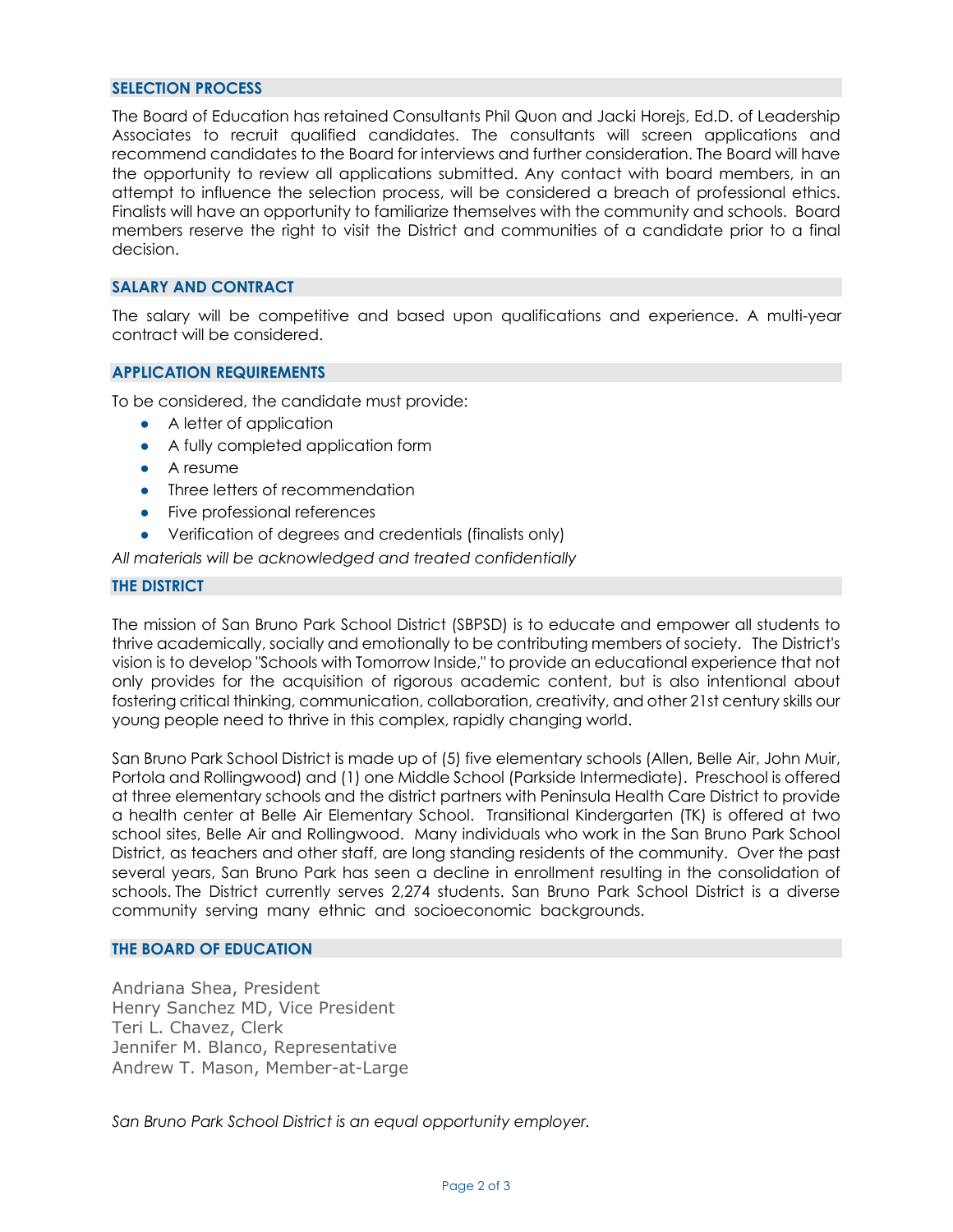## SELECTION PROCESS

The Board of Education has retained Consultants Phil Quon and Jacki Horejs, Ed.D. of Leadership Associates to recruit qualified candidates. The consultants will screen applications and recommend candidates to the Board for interviews and further consideration. The Board will have the opportunity to review all applications submitted. Any contact with board members, in an attempt to influence the selection process, will be considered a breach of professional ethics. Finalists will have an opportunity to familiarize themselves with the community and schools. Board members reserve the right to visit the District and communities of a candidate prior to a final decision.

## SALARY AND CONTRACT

The salary will be competitive and based upon qualifications and experience. A multi-year contract will be considered.

## APPLICATION REQUIREMENTS

To be considered, the candidate must provide:

- A letter of application
- A fully completed application form
- A resume
- Three letters of recommendation
- Five professional references
- Verification of degrees and credentials (finalists only)

*All materials will be acknowledged and treated confidentially*

## THE DISTRICT

The mission of San Bruno Park School District (SBPSD) is to educate and empower all students to thrive academically, socially and emotionally to be contributing members of society. The District's vision is to develop "Schools with Tomorrow Inside," to provide an educational experience that not only provides for the acquisition of rigorous academic content, but is also intentional about fostering critical thinking, communication, collaboration, creativity, and other 21st century skills our young people need to thrive in this complex, rapidly changing world.

San Bruno Park School District is made up of (5) five elementary schools (Allen, Belle Air, John Muir, Portola and Rollingwood) and (1) one Middle School (Parkside Intermediate). Preschool is offered at three elementary schools and the district partners with Peninsula Health Care District to provide a health center at Belle Air Elementary School. Transitional Kindergarten (TK) is offered at two school sites, Belle Air and Rollingwood. Many individuals who work in the San Bruno Park School District, as teachers and other staff, are long standing residents of the community. Over the past several years, San Bruno Park has seen a decline in enrollment resulting in the consolidation of schools. The District currently serves 2,274 students. San Bruno Park School District is a diverse community serving many ethnic and socioeconomic backgrounds.

## THE BOARD OF EDUCATION

Andriana Shea, President
Henry Sanchez MD, Vice President
Teri L. Chavez, Clerk
Jennifer M. Blanco, Representative
Andrew T. Mason, Member-at-Large

*San Bruno Park School District is an equal opportunity employer.*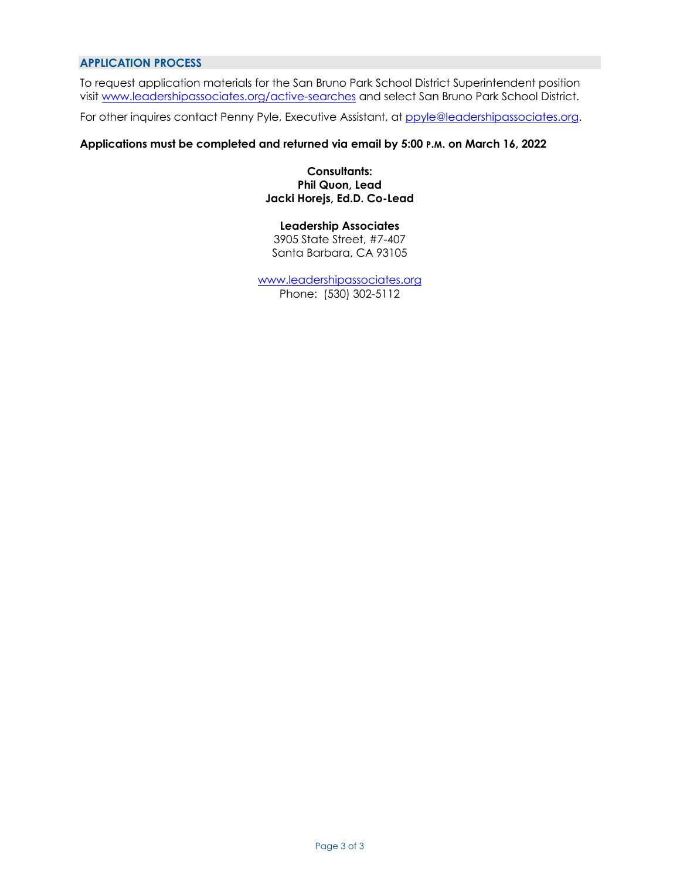## APPLICATION PROCESS

To request application materials for the San Bruno Park School District Superintendent position visit www.leadershipassociates.org/active-searches and select San Bruno Park School District.

For other inquires contact Penny Pyle, Executive Assistant, at ppyle@leadershipassociates.org.

**Applications must be completed and returned via email by 5:00 P.M. on March 16, 2022**

**Consultants:**
**Phil Quon, Lead**
**Jacki Horejs, Ed.D. Co-Lead**

**Leadership Associates**
3905 State Street, #7-407
Santa Barbara, CA 93105

www.leadershipassociates.org
Phone: (530) 302-5112